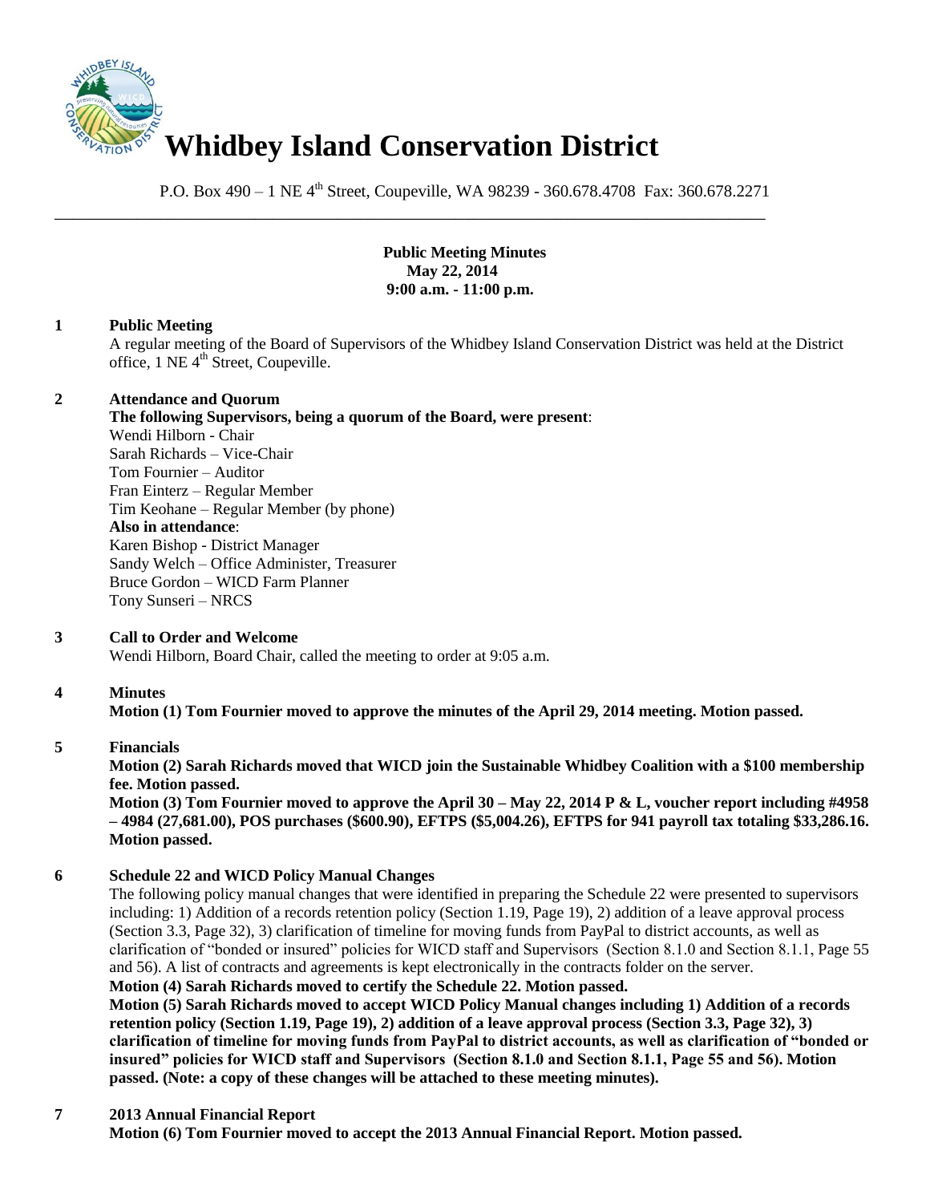# Whidbey Island Conservation District

P.O. Box 490 – 1 NE 4th Street, Coupeville, WA 98239 - 360.678.4708 Fax: 360.678.2271

---

**Public Meeting Minutes**
**May 22, 2014**
**9:00 a.m. - 11:00 p.m.**

**1 Public Meeting**

A regular meeting of the Board of Supervisors of the Whidbey Island Conservation District was held at the District office, 1 NE 4th Street, Coupeville.

**2 Attendance and Quorum**

**The following Supervisors, being a quorum of the Board, were present**:
Wendi Hilborn - Chair
Sarah Richards – Vice-Chair
Tom Fournier – Auditor
Fran Einterz – Regular Member
Tim Keohane – Regular Member (by phone)
**Also in attendance**:
Karen Bishop - District Manager
Sandy Welch – Office Administer, Treasurer
Bruce Gordon – WICD Farm Planner
Tony Sunseri – NRCS

**3 Call to Order and Welcome**

Wendi Hilborn, Board Chair, called the meeting to order at 9:05 a.m.

**4 Minutes**

**Motion (1) Tom Fournier moved to approve the minutes of the April 29, 2014 meeting. Motion passed.**

**5 Financials**

**Motion (2) Sarah Richards moved that WICD join the Sustainable Whidbey Coalition with a $100 membership fee. Motion passed.**

**Motion (3) Tom Fournier moved to approve the April 30 – May 22, 2014 P & L, voucher report including #4958 – 4984 (27,681.00), POS purchases ($600.90), EFTPS ($5,004.26), EFTPS for 941 payroll tax totaling $33,286.16. Motion passed.**

**6 Schedule 22 and WICD Policy Manual Changes**

The following policy manual changes that were identified in preparing the Schedule 22 were presented to supervisors including: 1) Addition of a records retention policy (Section 1.19, Page 19), 2) addition of a leave approval process (Section 3.3, Page 32), 3) clarification of timeline for moving funds from PayPal to district accounts, as well as clarification of "bonded or insured" policies for WICD staff and Supervisors (Section 8.1.0 and Section 8.1.1, Page 55 and 56). A list of contracts and agreements is kept electronically in the contracts folder on the server.

**Motion (4) Sarah Richards moved to certify the Schedule 22. Motion passed.**

**Motion (5) Sarah Richards moved to accept WICD Policy Manual changes including 1) Addition of a records retention policy (Section 1.19, Page 19), 2) addition of a leave approval process (Section 3.3, Page 32), 3) clarification of timeline for moving funds from PayPal to district accounts, as well as clarification of "bonded or insured" policies for WICD staff and Supervisors (Section 8.1.0 and Section 8.1.1, Page 55 and 56). Motion passed. (Note: a copy of these changes will be attached to these meeting minutes).**

**7 2013 Annual Financial Report**

**Motion (6) Tom Fournier moved to accept the 2013 Annual Financial Report. Motion passed.**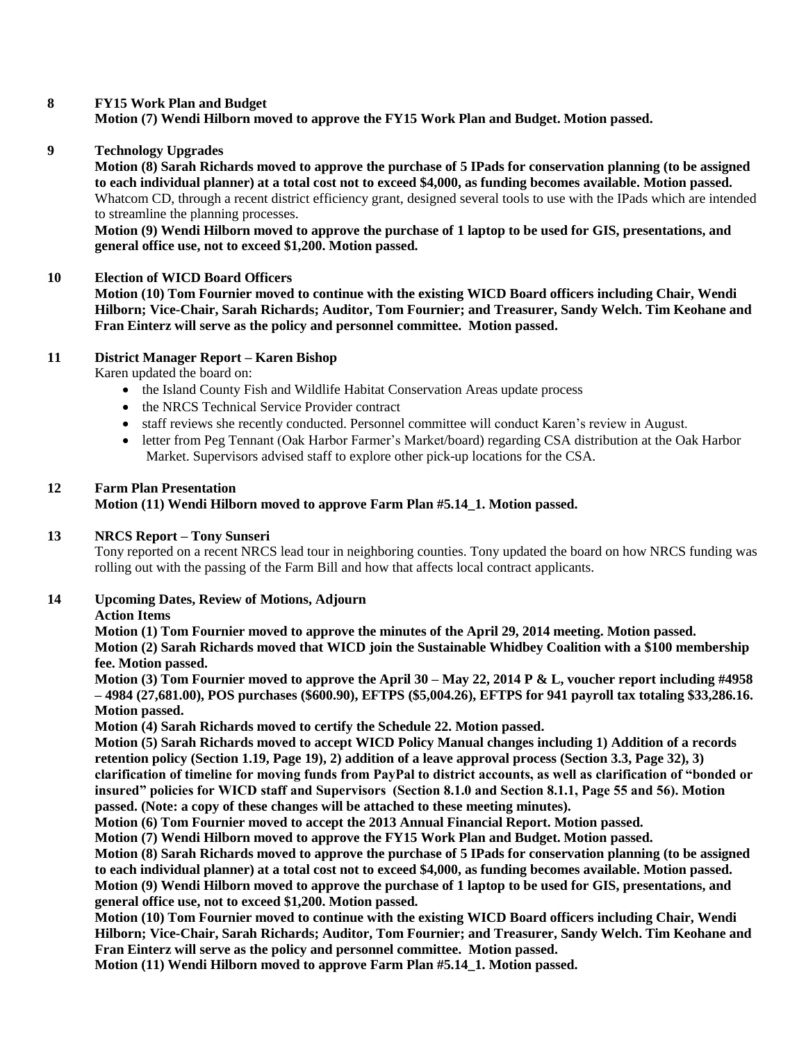## 8 FY15 Work Plan and Budget

**Motion (7) Wendi Hilborn moved to approve the FY15 Work Plan and Budget. Motion passed.**

## 9 Technology Upgrades

**Motion (8) Sarah Richards moved to approve the purchase of 5 IPads for conservation planning (to be assigned to each individual planner) at a total cost not to exceed $4,000, as funding becomes available. Motion passed.** Whatcom CD, through a recent district efficiency grant, designed several tools to use with the IPads which are intended to streamline the planning processes.

**Motion (9) Wendi Hilborn moved to approve the purchase of 1 laptop to be used for GIS, presentations, and general office use, not to exceed $1,200. Motion passed.**

## 10 Election of WICD Board Officers

**Motion (10) Tom Fournier moved to continue with the existing WICD Board officers including Chair, Wendi Hilborn; Vice-Chair, Sarah Richards; Auditor, Tom Fournier; and Treasurer, Sandy Welch. Tim Keohane and Fran Einterz will serve as the policy and personnel committee. Motion passed.**

## 11 District Manager Report – Karen Bishop

Karen updated the board on:

- the Island County Fish and Wildlife Habitat Conservation Areas update process
- the NRCS Technical Service Provider contract
- staff reviews she recently conducted. Personnel committee will conduct Karen's review in August.
- letter from Peg Tennant (Oak Harbor Farmer's Market/board) regarding CSA distribution at the Oak Harbor Market. Supervisors advised staff to explore other pick-up locations for the CSA.

## 12 Farm Plan Presentation

**Motion (11) Wendi Hilborn moved to approve Farm Plan #5.14_1. Motion passed.**

## 13 NRCS Report – Tony Sunseri

Tony reported on a recent NRCS lead tour in neighboring counties. Tony updated the board on how NRCS funding was rolling out with the passing of the Farm Bill and how that affects local contract applicants.

## 14 Upcoming Dates, Review of Motions, Adjourn

**Action Items**

**Motion (1) Tom Fournier moved to approve the minutes of the April 29, 2014 meeting. Motion passed.**

**Motion (2) Sarah Richards moved that WICD join the Sustainable Whidbey Coalition with a $100 membership fee. Motion passed.**

**Motion (3) Tom Fournier moved to approve the April 30 – May 22, 2014 P & L, voucher report including #4958 – 4984 (27,681.00), POS purchases ($600.90), EFTPS ($5,004.26), EFTPS for 941 payroll tax totaling $33,286.16. Motion passed.**

**Motion (4) Sarah Richards moved to certify the Schedule 22. Motion passed.**

**Motion (5) Sarah Richards moved to accept WICD Policy Manual changes including 1) Addition of a records retention policy (Section 1.19, Page 19), 2) addition of a leave approval process (Section 3.3, Page 32), 3) clarification of timeline for moving funds from PayPal to district accounts, as well as clarification of "bonded or insured" policies for WICD staff and Supervisors (Section 8.1.0 and Section 8.1.1, Page 55 and 56). Motion passed. (Note: a copy of these changes will be attached to these meeting minutes).**

**Motion (6) Tom Fournier moved to accept the 2013 Annual Financial Report. Motion passed.**

**Motion (7) Wendi Hilborn moved to approve the FY15 Work Plan and Budget. Motion passed.**

**Motion (8) Sarah Richards moved to approve the purchase of 5 IPads for conservation planning (to be assigned to each individual planner) at a total cost not to exceed $4,000, as funding becomes available. Motion passed.**

**Motion (9) Wendi Hilborn moved to approve the purchase of 1 laptop to be used for GIS, presentations, and general office use, not to exceed $1,200. Motion passed.**

**Motion (10) Tom Fournier moved to continue with the existing WICD Board officers including Chair, Wendi Hilborn; Vice-Chair, Sarah Richards; Auditor, Tom Fournier; and Treasurer, Sandy Welch. Tim Keohane and Fran Einterz will serve as the policy and personnel committee. Motion passed.**

**Motion (11) Wendi Hilborn moved to approve Farm Plan #5.14_1. Motion passed.**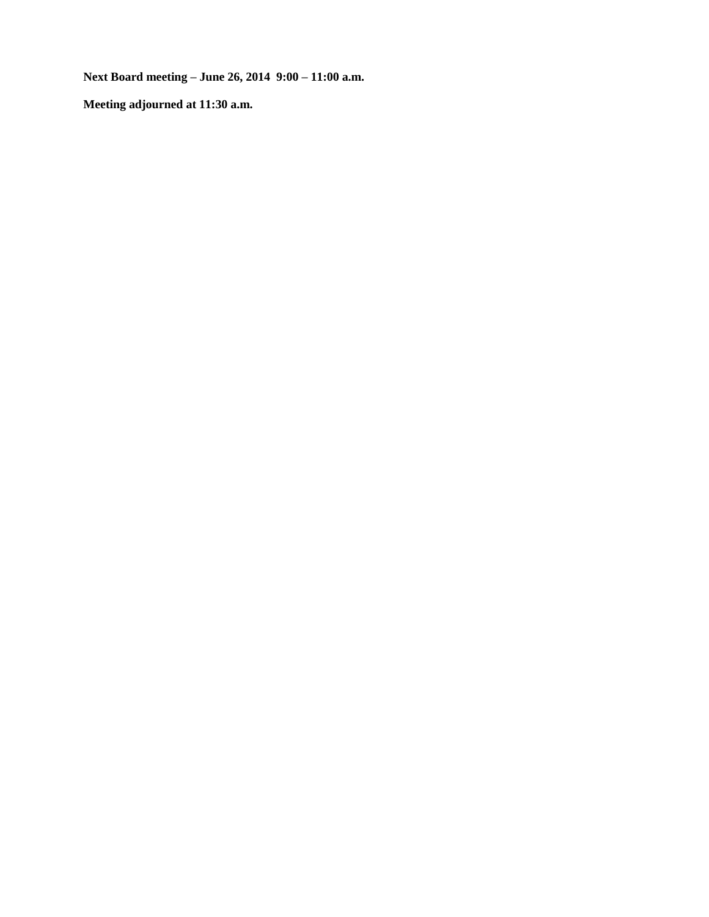**Next Board meeting – June 26, 2014 9:00 – 11:00 a.m.**

**Meeting adjourned at 11:30 a.m.**